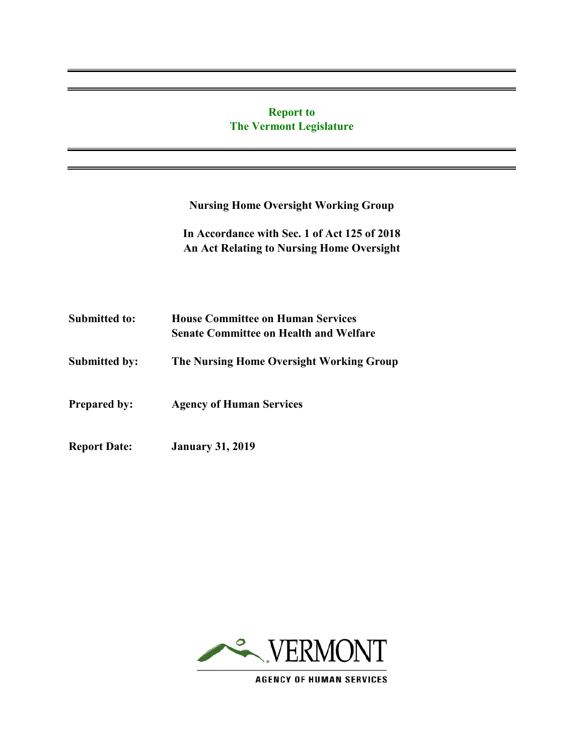# Report to
# The Vermont Legislature

**Nursing Home Oversight Working Group**

**In Accordance with Sec. 1 of Act 125 of 2018**
**An Act Relating to Nursing Home Oversight**

**Submitted to:** House Committee on Human Services
Senate Committee on Health and Welfare

**Submitted by:** The Nursing Home Oversight Working Group

**Prepared by:** Agency of Human Services

**Report Date:** January 31, 2019

VERMONT
AGENCY OF HUMAN SERVICES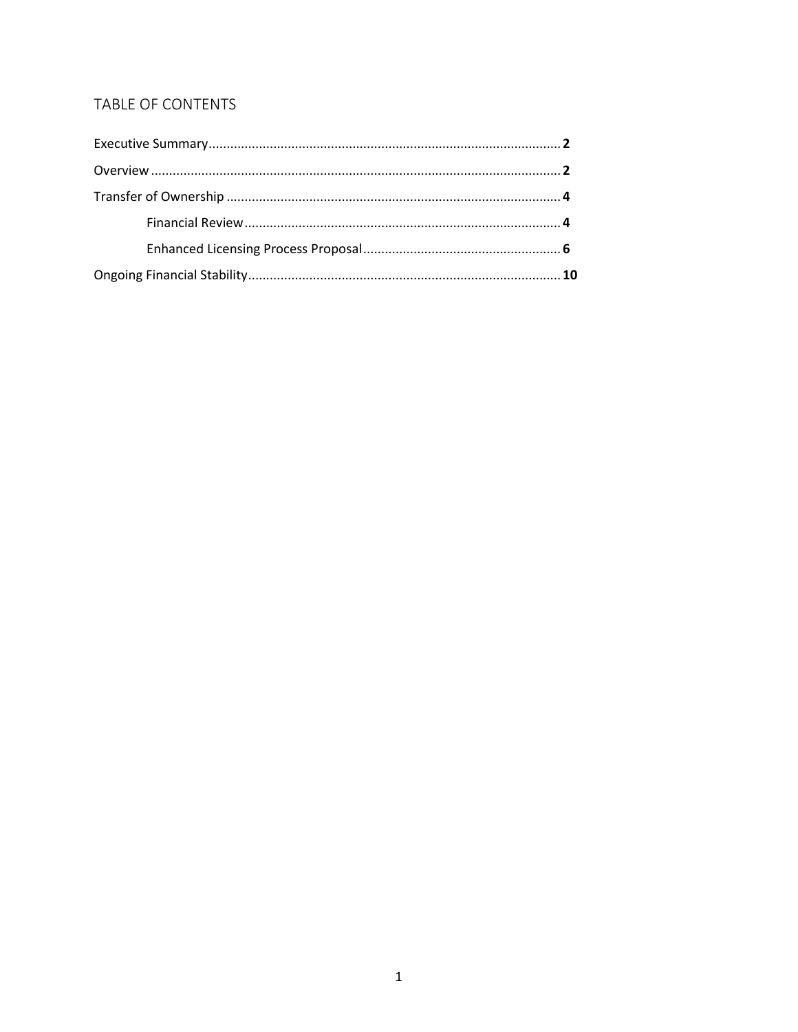## TABLE OF CONTENTS

Executive Summary .......... **2**

Overview .......... **2**

Transfer of Ownership .......... **4**

- Financial Review .......... **4**
- Enhanced Licensing Process Proposal .......... **6**

Ongoing Financial Stability .......... **10**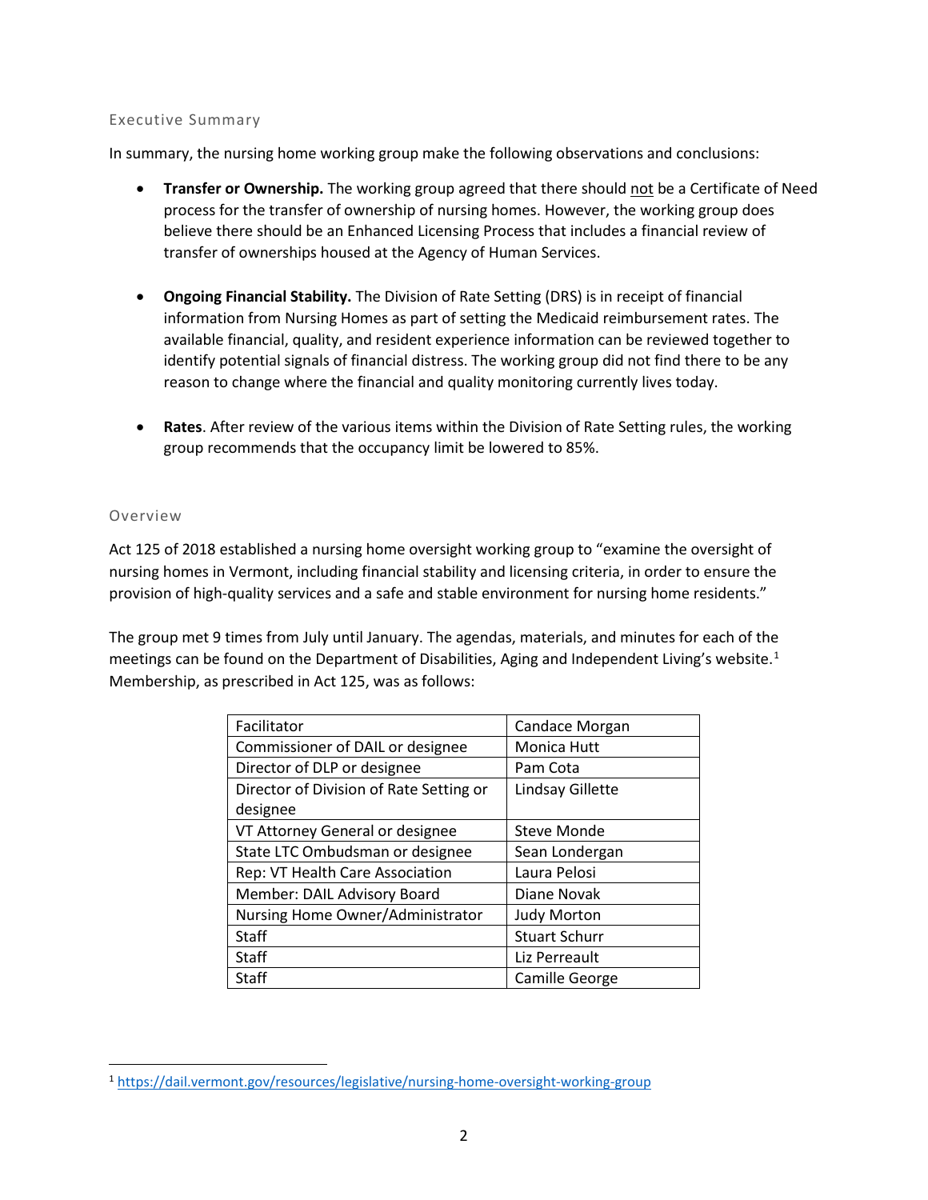## Executive Summary

In summary, the nursing home working group make the following observations and conclusions:

- **Transfer or Ownership.** The working group agreed that there should not be a Certificate of Need process for the transfer of ownership of nursing homes. However, the working group does believe there should be an Enhanced Licensing Process that includes a financial review of transfer of ownerships housed at the Agency of Human Services.

- **Ongoing Financial Stability.** The Division of Rate Setting (DRS) is in receipt of financial information from Nursing Homes as part of setting the Medicaid reimbursement rates. The available financial, quality, and resident experience information can be reviewed together to identify potential signals of financial distress. The working group did not find there to be any reason to change where the financial and quality monitoring currently lives today.

- **Rates**. After review of the various items within the Division of Rate Setting rules, the working group recommends that the occupancy limit be lowered to 85%.

## Overview

Act 125 of 2018 established a nursing home oversight working group to "examine the oversight of nursing homes in Vermont, including financial stability and licensing criteria, in order to ensure the provision of high-quality services and a safe and stable environment for nursing home residents."

The group met 9 times from July until January. The agendas, materials, and minutes for each of the meetings can be found on the Department of Disabilities, Aging and Independent Living's website.[1] Membership, as prescribed in Act 125, was as follows:

| Role | Name |
|---|---|
| Facilitator | Candace Morgan |
| Commissioner of DAIL or designee | Monica Hutt |
| Director of DLP or designee | Pam Cota |
| Director of Division of Rate Setting or designee | Lindsay Gillette |
| VT Attorney General or designee | Steve Monde |
| State LTC Ombudsman or designee | Sean Londergan |
| Rep: VT Health Care Association | Laura Pelosi |
| Member: DAIL Advisory Board | Diane Novak |
| Nursing Home Owner/Administrator | Judy Morton |
| Staff | Stuart Schurr |
| Staff | Liz Perreault |
| Staff | Camille George |

[1] https://dail.vermont.gov/resources/legislative/nursing-home-oversight-working-group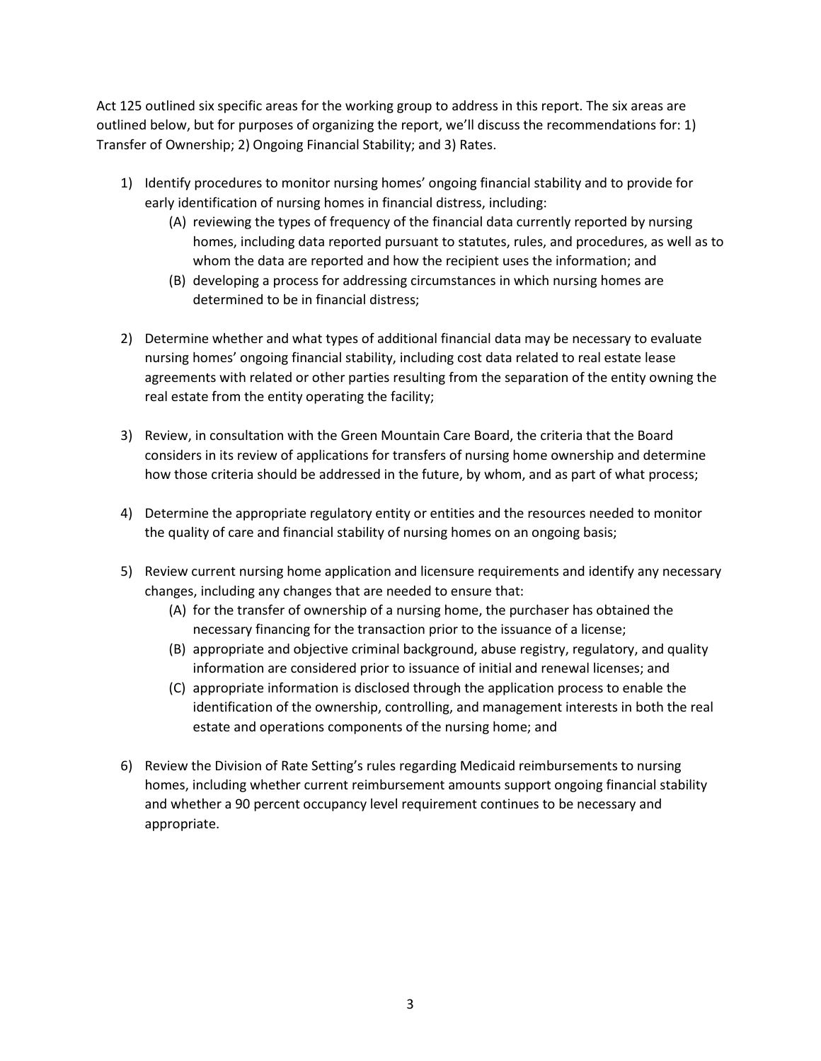Act 125 outlined six specific areas for the working group to address in this report. The six areas are outlined below, but for purposes of organizing the report, we'll discuss the recommendations for: 1) Transfer of Ownership; 2) Ongoing Financial Stability; and 3) Rates.

1) Identify procedures to monitor nursing homes' ongoing financial stability and to provide for early identification of nursing homes in financial distress, including:
   (A) reviewing the types of frequency of the financial data currently reported by nursing homes, including data reported pursuant to statutes, rules, and procedures, as well as to whom the data are reported and how the recipient uses the information; and
   (B) developing a process for addressing circumstances in which nursing homes are determined to be in financial distress;

2) Determine whether and what types of additional financial data may be necessary to evaluate nursing homes' ongoing financial stability, including cost data related to real estate lease agreements with related or other parties resulting from the separation of the entity owning the real estate from the entity operating the facility;

3) Review, in consultation with the Green Mountain Care Board, the criteria that the Board considers in its review of applications for transfers of nursing home ownership and determine how those criteria should be addressed in the future, by whom, and as part of what process;

4) Determine the appropriate regulatory entity or entities and the resources needed to monitor the quality of care and financial stability of nursing homes on an ongoing basis;

5) Review current nursing home application and licensure requirements and identify any necessary changes, including any changes that are needed to ensure that:
   (A) for the transfer of ownership of a nursing home, the purchaser has obtained the necessary financing for the transaction prior to the issuance of a license;
   (B) appropriate and objective criminal background, abuse registry, regulatory, and quality information are considered prior to issuance of initial and renewal licenses; and
   (C) appropriate information is disclosed through the application process to enable the identification of the ownership, controlling, and management interests in both the real estate and operations components of the nursing home; and

6) Review the Division of Rate Setting's rules regarding Medicaid reimbursements to nursing homes, including whether current reimbursement amounts support ongoing financial stability and whether a 90 percent occupancy level requirement continues to be necessary and appropriate.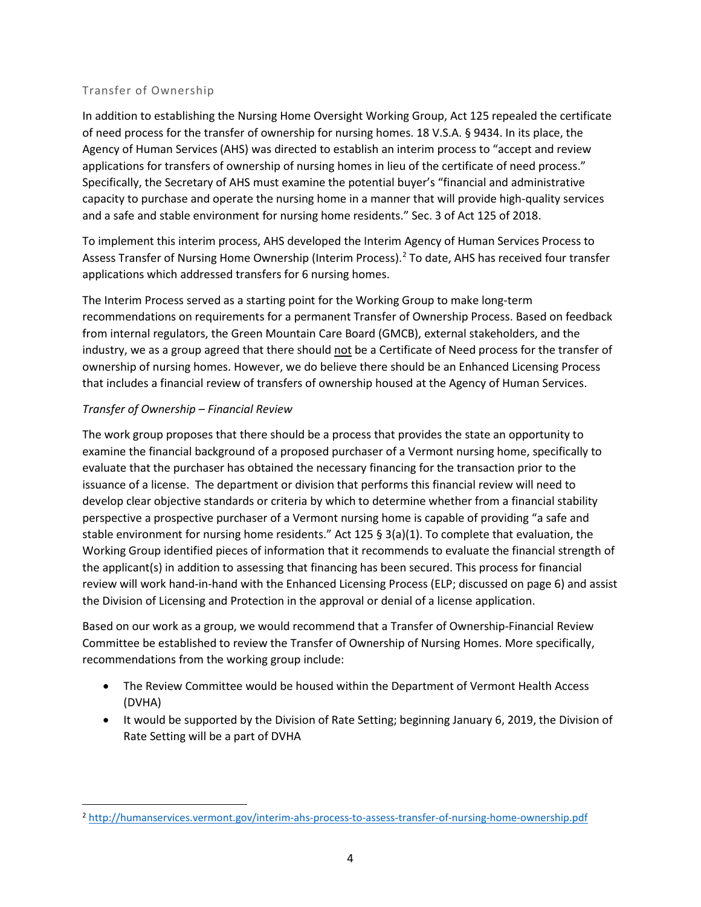## Transfer of Ownership

In addition to establishing the Nursing Home Oversight Working Group, Act 125 repealed the certificate of need process for the transfer of ownership for nursing homes. 18 V.S.A. § 9434. In its place, the Agency of Human Services (AHS) was directed to establish an interim process to "accept and review applications for transfers of ownership of nursing homes in lieu of the certificate of need process." Specifically, the Secretary of AHS must examine the potential buyer's "financial and administrative capacity to purchase and operate the nursing home in a manner that will provide high-quality services and a safe and stable environment for nursing home residents." Sec. 3 of Act 125 of 2018.

To implement this interim process, AHS developed the Interim Agency of Human Services Process to Assess Transfer of Nursing Home Ownership (Interim Process).[2] To date, AHS has received four transfer applications which addressed transfers for 6 nursing homes.

The Interim Process served as a starting point for the Working Group to make long-term recommendations on requirements for a permanent Transfer of Ownership Process. Based on feedback from internal regulators, the Green Mountain Care Board (GMCB), external stakeholders, and the industry, we as a group agreed that there should not be a Certificate of Need process for the transfer of ownership of nursing homes. However, we do believe there should be an Enhanced Licensing Process that includes a financial review of transfers of ownership housed at the Agency of Human Services.

### *Transfer of Ownership – Financial Review*

The work group proposes that there should be a process that provides the state an opportunity to examine the financial background of a proposed purchaser of a Vermont nursing home, specifically to evaluate that the purchaser has obtained the necessary financing for the transaction prior to the issuance of a license. The department or division that performs this financial review will need to develop clear objective standards or criteria by which to determine whether from a financial stability perspective a prospective purchaser of a Vermont nursing home is capable of providing "a safe and stable environment for nursing home residents." Act 125 § 3(a)(1). To complete that evaluation, the Working Group identified pieces of information that it recommends to evaluate the financial strength of the applicant(s) in addition to assessing that financing has been secured. This process for financial review will work hand-in-hand with the Enhanced Licensing Process (ELP; discussed on page 6) and assist the Division of Licensing and Protection in the approval or denial of a license application.

Based on our work as a group, we would recommend that a Transfer of Ownership-Financial Review Committee be established to review the Transfer of Ownership of Nursing Homes. More specifically, recommendations from the working group include:

- The Review Committee would be housed within the Department of Vermont Health Access (DVHA)
- It would be supported by the Division of Rate Setting; beginning January 6, 2019, the Division of Rate Setting will be a part of DVHA

[2] http://humanservices.vermont.gov/interim-ahs-process-to-assess-transfer-of-nursing-home-ownership.pdf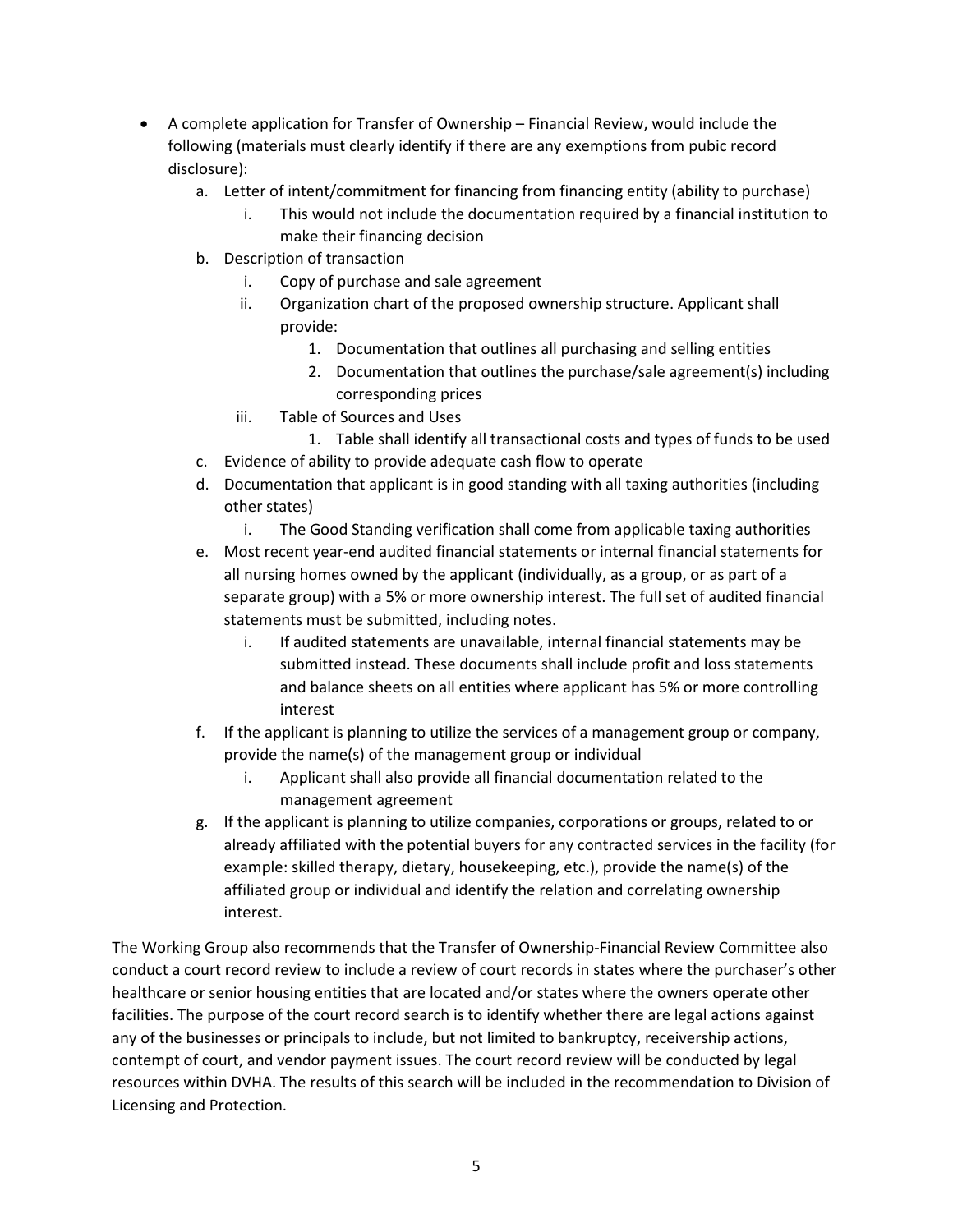- A complete application for Transfer of Ownership – Financial Review, would include the following (materials must clearly identify if there are any exemptions from pubic record disclosure):
    a. Letter of intent/commitment for financing from financing entity (ability to purchase)
        i. This would not include the documentation required by a financial institution to make their financing decision
    b. Description of transaction
        i. Copy of purchase and sale agreement
        ii. Organization chart of the proposed ownership structure. Applicant shall provide:
            1. Documentation that outlines all purchasing and selling entities
            2. Documentation that outlines the purchase/sale agreement(s) including corresponding prices
        iii. Table of Sources and Uses
            1. Table shall identify all transactional costs and types of funds to be used
    c. Evidence of ability to provide adequate cash flow to operate
    d. Documentation that applicant is in good standing with all taxing authorities (including other states)
        i. The Good Standing verification shall come from applicable taxing authorities
    e. Most recent year-end audited financial statements or internal financial statements for all nursing homes owned by the applicant (individually, as a group, or as part of a separate group) with a 5% or more ownership interest. The full set of audited financial statements must be submitted, including notes.
        i. If audited statements are unavailable, internal financial statements may be submitted instead. These documents shall include profit and loss statements and balance sheets on all entities where applicant has 5% or more controlling interest
    f. If the applicant is planning to utilize the services of a management group or company, provide the name(s) of the management group or individual
        i. Applicant shall also provide all financial documentation related to the management agreement
    g. If the applicant is planning to utilize companies, corporations or groups, related to or already affiliated with the potential buyers for any contracted services in the facility (for example: skilled therapy, dietary, housekeeping, etc.), provide the name(s) of the affiliated group or individual and identify the relation and correlating ownership interest.

The Working Group also recommends that the Transfer of Ownership-Financial Review Committee also conduct a court record review to include a review of court records in states where the purchaser's other healthcare or senior housing entities that are located and/or states where the owners operate other facilities. The purpose of the court record search is to identify whether there are legal actions against any of the businesses or principals to include, but not limited to bankruptcy, receivership actions, contempt of court, and vendor payment issues. The court record review will be conducted by legal resources within DVHA. The results of this search will be included in the recommendation to Division of Licensing and Protection.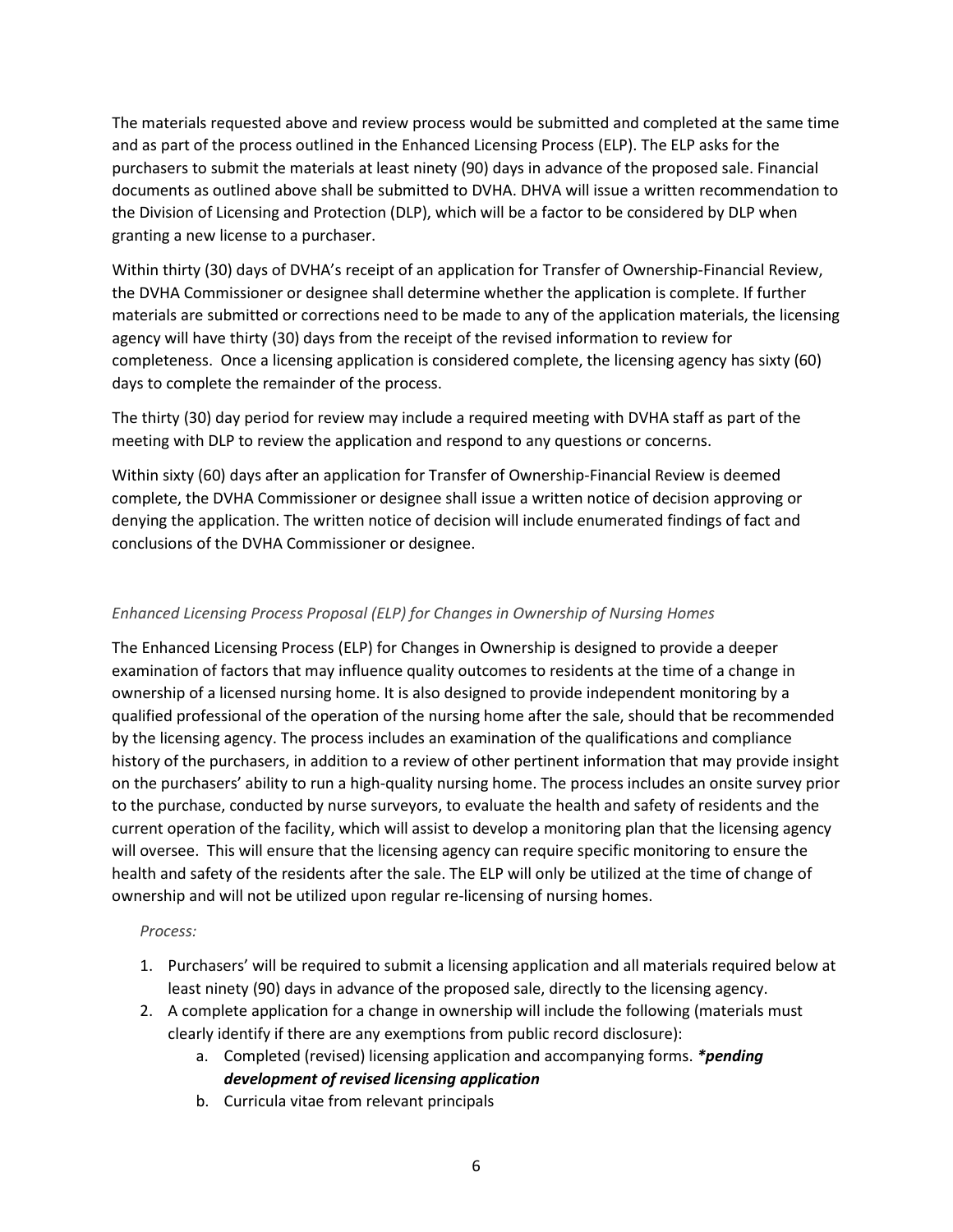The materials requested above and review process would be submitted and completed at the same time and as part of the process outlined in the Enhanced Licensing Process (ELP). The ELP asks for the purchasers to submit the materials at least ninety (90) days in advance of the proposed sale. Financial documents as outlined above shall be submitted to DVHA. DHVA will issue a written recommendation to the Division of Licensing and Protection (DLP), which will be a factor to be considered by DLP when granting a new license to a purchaser.

Within thirty (30) days of DVHA's receipt of an application for Transfer of Ownership-Financial Review, the DVHA Commissioner or designee shall determine whether the application is complete. If further materials are submitted or corrections need to be made to any of the application materials, the licensing agency will have thirty (30) days from the receipt of the revised information to review for completeness. Once a licensing application is considered complete, the licensing agency has sixty (60) days to complete the remainder of the process.

The thirty (30) day period for review may include a required meeting with DVHA staff as part of the meeting with DLP to review the application and respond to any questions or concerns.

Within sixty (60) days after an application for Transfer of Ownership-Financial Review is deemed complete, the DVHA Commissioner or designee shall issue a written notice of decision approving or denying the application. The written notice of decision will include enumerated findings of fact and conclusions of the DVHA Commissioner or designee.

*Enhanced Licensing Process Proposal (ELP) for Changes in Ownership of Nursing Homes*

The Enhanced Licensing Process (ELP) for Changes in Ownership is designed to provide a deeper examination of factors that may influence quality outcomes to residents at the time of a change in ownership of a licensed nursing home. It is also designed to provide independent monitoring by a qualified professional of the operation of the nursing home after the sale, should that be recommended by the licensing agency. The process includes an examination of the qualifications and compliance history of the purchasers, in addition to a review of other pertinent information that may provide insight on the purchasers' ability to run a high-quality nursing home. The process includes an onsite survey prior to the purchase, conducted by nurse surveyors, to evaluate the health and safety of residents and the current operation of the facility, which will assist to develop a monitoring plan that the licensing agency will oversee. This will ensure that the licensing agency can require specific monitoring to ensure the health and safety of the residents after the sale. The ELP will only be utilized at the time of change of ownership and will not be utilized upon regular re-licensing of nursing homes.

*Process:*

1. Purchasers' will be required to submit a licensing application and all materials required below at least ninety (90) days in advance of the proposed sale, directly to the licensing agency.
2. A complete application for a change in ownership will include the following (materials must clearly identify if there are any exemptions from public record disclosure):
    a. Completed (revised) licensing application and accompanying forms. ***\*pending development of revised licensing application***
    b. Curricula vitae from relevant principals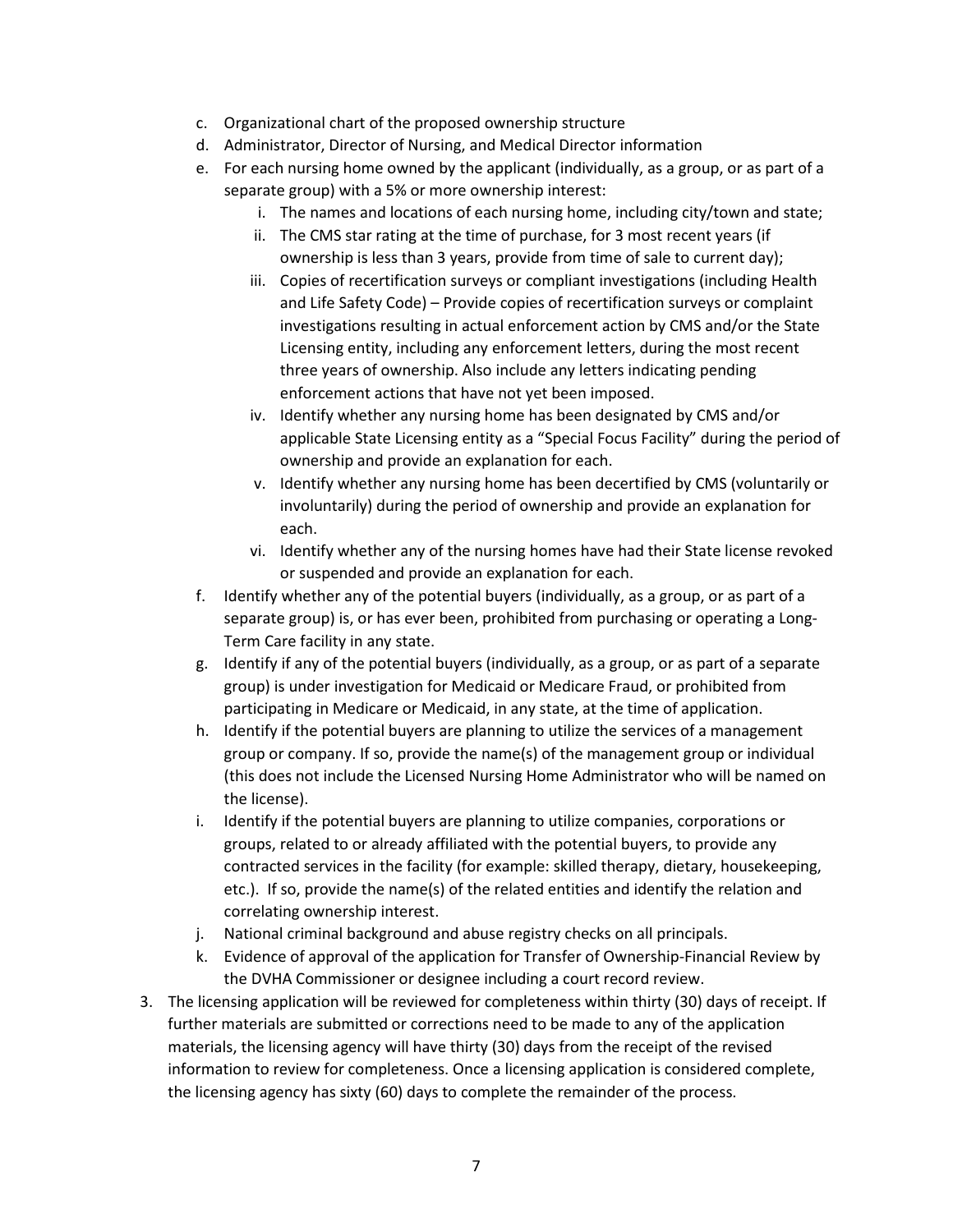c. Organizational chart of the proposed ownership structure
   d. Administrator, Director of Nursing, and Medical Director information
   e. For each nursing home owned by the applicant (individually, as a group, or as part of a separate group) with a 5% or more ownership interest:
      i. The names and locations of each nursing home, including city/town and state;
      ii. The CMS star rating at the time of purchase, for 3 most recent years (if ownership is less than 3 years, provide from time of sale to current day);
      iii. Copies of recertification surveys or compliant investigations (including Health and Life Safety Code) – Provide copies of recertification surveys or complaint investigations resulting in actual enforcement action by CMS and/or the State Licensing entity, including any enforcement letters, during the most recent three years of ownership. Also include any letters indicating pending enforcement actions that have not yet been imposed.
      iv. Identify whether any nursing home has been designated by CMS and/or applicable State Licensing entity as a "Special Focus Facility" during the period of ownership and provide an explanation for each.
      v. Identify whether any nursing home has been decertified by CMS (voluntarily or involuntarily) during the period of ownership and provide an explanation for each.
      vi. Identify whether any of the nursing homes have had their State license revoked or suspended and provide an explanation for each.
   f. Identify whether any of the potential buyers (individually, as a group, or as part of a separate group) is, or has ever been, prohibited from purchasing or operating a Long-Term Care facility in any state.
   g. Identify if any of the potential buyers (individually, as a group, or as part of a separate group) is under investigation for Medicaid or Medicare Fraud, or prohibited from participating in Medicare or Medicaid, in any state, at the time of application.
   h. Identify if the potential buyers are planning to utilize the services of a management group or company. If so, provide the name(s) of the management group or individual (this does not include the Licensed Nursing Home Administrator who will be named on the license).
   i. Identify if the potential buyers are planning to utilize companies, corporations or groups, related to or already affiliated with the potential buyers, to provide any contracted services in the facility (for example: skilled therapy, dietary, housekeeping, etc.). If so, provide the name(s) of the related entities and identify the relation and correlating ownership interest.
   j. National criminal background and abuse registry checks on all principals.
   k. Evidence of approval of the application for Transfer of Ownership-Financial Review by the DVHA Commissioner or designee including a court record review.
3. The licensing application will be reviewed for completeness within thirty (30) days of receipt. If further materials are submitted or corrections need to be made to any of the application materials, the licensing agency will have thirty (30) days from the receipt of the revised information to review for completeness. Once a licensing application is considered complete, the licensing agency has sixty (60) days to complete the remainder of the process.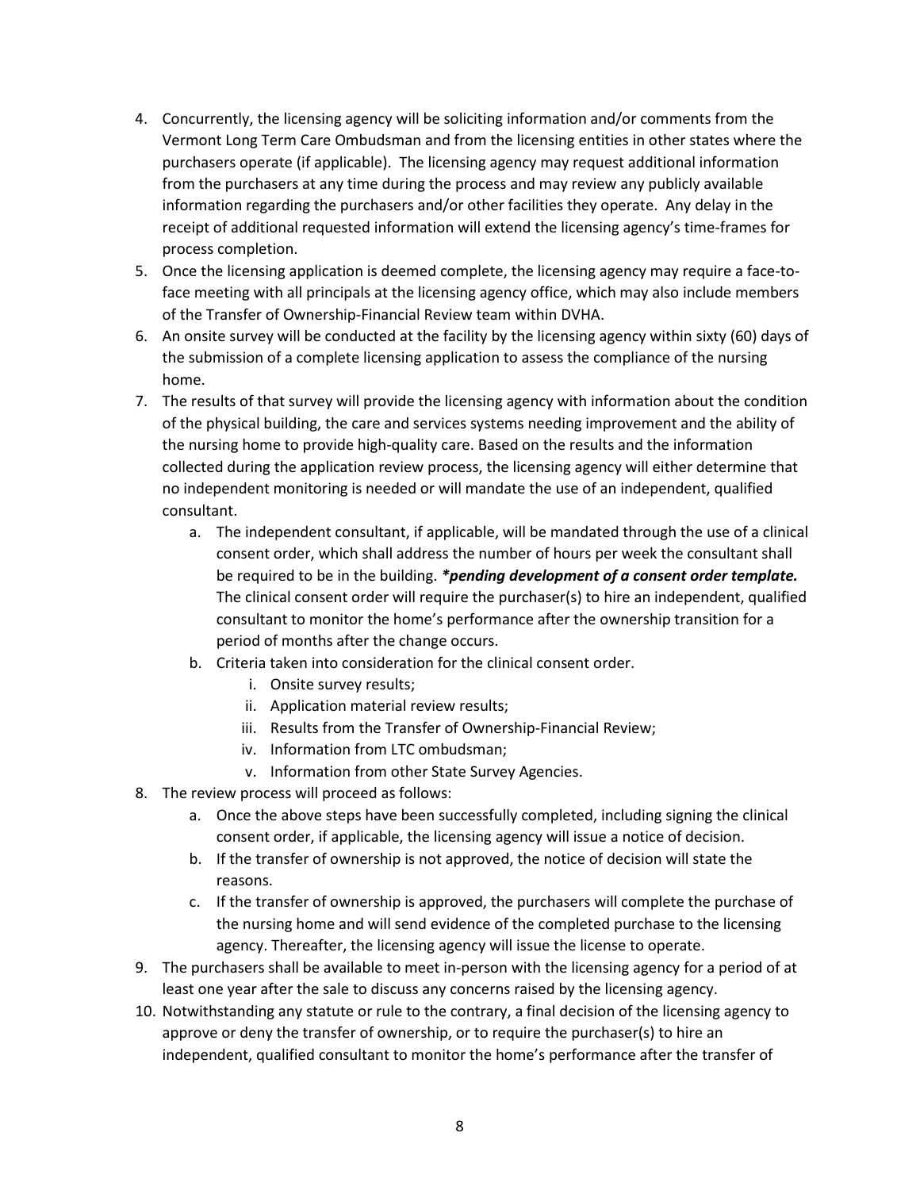4. Concurrently, the licensing agency will be soliciting information and/or comments from the Vermont Long Term Care Ombudsman and from the licensing entities in other states where the purchasers operate (if applicable). The licensing agency may request additional information from the purchasers at any time during the process and may review any publicly available information regarding the purchasers and/or other facilities they operate. Any delay in the receipt of additional requested information will extend the licensing agency's time-frames for process completion.
5. Once the licensing application is deemed complete, the licensing agency may require a face-to-face meeting with all principals at the licensing agency office, which may also include members of the Transfer of Ownership-Financial Review team within DVHA.
6. An onsite survey will be conducted at the facility by the licensing agency within sixty (60) days of the submission of a complete licensing application to assess the compliance of the nursing home.
7. The results of that survey will provide the licensing agency with information about the condition of the physical building, the care and services systems needing improvement and the ability of the nursing home to provide high-quality care. Based on the results and the information collected during the application review process, the licensing agency will either determine that no independent monitoring is needed or will mandate the use of an independent, qualified consultant.
   a. The independent consultant, if applicable, will be mandated through the use of a clinical consent order, which shall address the number of hours per week the consultant shall be required to be in the building. ***pending development of a consent order template.*** The clinical consent order will require the purchaser(s) to hire an independent, qualified consultant to monitor the home's performance after the ownership transition for a period of months after the change occurs.
   b. Criteria taken into consideration for the clinical consent order.
      i. Onsite survey results;
      ii. Application material review results;
      iii. Results from the Transfer of Ownership-Financial Review;
      iv. Information from LTC ombudsman;
      v. Information from other State Survey Agencies.
8. The review process will proceed as follows:
   a. Once the above steps have been successfully completed, including signing the clinical consent order, if applicable, the licensing agency will issue a notice of decision.
   b. If the transfer of ownership is not approved, the notice of decision will state the reasons.
   c. If the transfer of ownership is approved, the purchasers will complete the purchase of the nursing home and will send evidence of the completed purchase to the licensing agency. Thereafter, the licensing agency will issue the license to operate.
9. The purchasers shall be available to meet in-person with the licensing agency for a period of at least one year after the sale to discuss any concerns raised by the licensing agency.
10. Notwithstanding any statute or rule to the contrary, a final decision of the licensing agency to approve or deny the transfer of ownership, or to require the purchaser(s) to hire an independent, qualified consultant to monitor the home's performance after the transfer of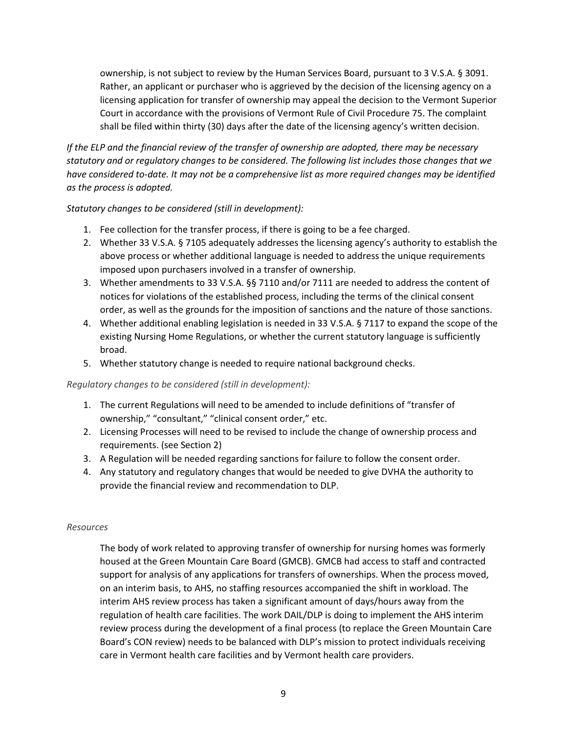ownership, is not subject to review by the Human Services Board, pursuant to 3 V.S.A. § 3091. Rather, an applicant or purchaser who is aggrieved by the decision of the licensing agency on a licensing application for transfer of ownership may appeal the decision to the Vermont Superior Court in accordance with the provisions of Vermont Rule of Civil Procedure 75. The complaint shall be filed within thirty (30) days after the date of the licensing agency's written decision.

*If the ELP and the financial review of the transfer of ownership are adopted, there may be necessary statutory and or regulatory changes to be considered. The following list includes those changes that we have considered to-date. It may not be a comprehensive list as more required changes may be identified as the process is adopted.*

*Statutory changes to be considered (still in development):*

1. Fee collection for the transfer process, if there is going to be a fee charged.
2. Whether 33 V.S.A. § 7105 adequately addresses the licensing agency's authority to establish the above process or whether additional language is needed to address the unique requirements imposed upon purchasers involved in a transfer of ownership.
3. Whether amendments to 33 V.S.A. §§ 7110 and/or 7111 are needed to address the content of notices for violations of the established process, including the terms of the clinical consent order, as well as the grounds for the imposition of sanctions and the nature of those sanctions.
4. Whether additional enabling legislation is needed in 33 V.S.A. § 7117 to expand the scope of the existing Nursing Home Regulations, or whether the current statutory language is sufficiently broad.
5. Whether statutory change is needed to require national background checks.

*Regulatory changes to be considered (still in development):*

1. The current Regulations will need to be amended to include definitions of "transfer of ownership," "consultant," "clinical consent order," etc.
2. Licensing Processes will need to be revised to include the change of ownership process and requirements. (see Section 2)
3. A Regulation will be needed regarding sanctions for failure to follow the consent order.
4. Any statutory and regulatory changes that would be needed to give DVHA the authority to provide the financial review and recommendation to DLP.

*Resources*

The body of work related to approving transfer of ownership for nursing homes was formerly housed at the Green Mountain Care Board (GMCB). GMCB had access to staff and contracted support for analysis of any applications for transfers of ownerships. When the process moved, on an interim basis, to AHS, no staffing resources accompanied the shift in workload. The interim AHS review process has taken a significant amount of days/hours away from the regulation of health care facilities. The work DAIL/DLP is doing to implement the AHS interim review process during the development of a final process (to replace the Green Mountain Care Board's CON review) needs to be balanced with DLP's mission to protect individuals receiving care in Vermont health care facilities and by Vermont health care providers.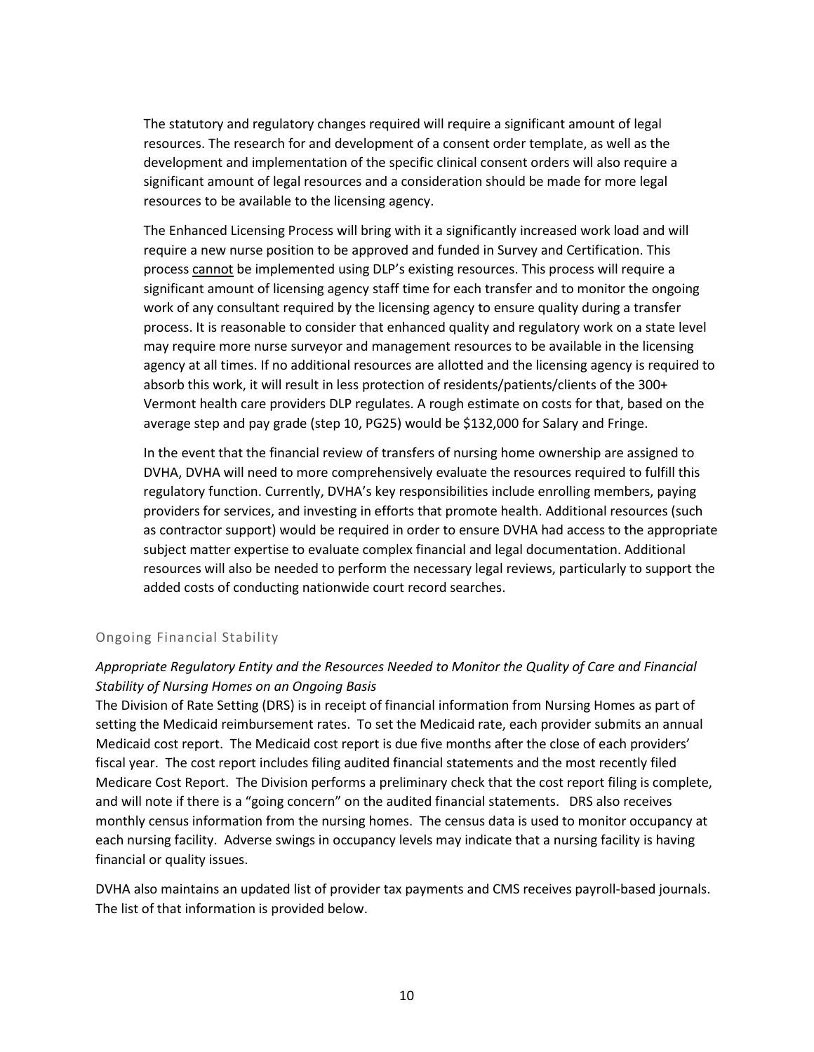The statutory and regulatory changes required will require a significant amount of legal resources. The research for and development of a consent order template, as well as the development and implementation of the specific clinical consent orders will also require a significant amount of legal resources and a consideration should be made for more legal resources to be available to the licensing agency.

The Enhanced Licensing Process will bring with it a significantly increased work load and will require a new nurse position to be approved and funded in Survey and Certification. This process <u>cannot</u> be implemented using DLP's existing resources. This process will require a significant amount of licensing agency staff time for each transfer and to monitor the ongoing work of any consultant required by the licensing agency to ensure quality during a transfer process. It is reasonable to consider that enhanced quality and regulatory work on a state level may require more nurse surveyor and management resources to be available in the licensing agency at all times. If no additional resources are allotted and the licensing agency is required to absorb this work, it will result in less protection of residents/patients/clients of the 300+ Vermont health care providers DLP regulates. A rough estimate on costs for that, based on the average step and pay grade (step 10, PG25) would be $132,000 for Salary and Fringe.

In the event that the financial review of transfers of nursing home ownership are assigned to DVHA, DVHA will need to more comprehensively evaluate the resources required to fulfill this regulatory function. Currently, DVHA's key responsibilities include enrolling members, paying providers for services, and investing in efforts that promote health. Additional resources (such as contractor support) would be required in order to ensure DVHA had access to the appropriate subject matter expertise to evaluate complex financial and legal documentation. Additional resources will also be needed to perform the necessary legal reviews, particularly to support the added costs of conducting nationwide court record searches.

## Ongoing Financial Stability

*Appropriate Regulatory Entity and the Resources Needed to Monitor the Quality of Care and Financial Stability of Nursing Homes on an Ongoing Basis*

The Division of Rate Setting (DRS) is in receipt of financial information from Nursing Homes as part of setting the Medicaid reimbursement rates. To set the Medicaid rate, each provider submits an annual Medicaid cost report. The Medicaid cost report is due five months after the close of each providers' fiscal year. The cost report includes filing audited financial statements and the most recently filed Medicare Cost Report. The Division performs a preliminary check that the cost report filing is complete, and will note if there is a "going concern" on the audited financial statements. DRS also receives monthly census information from the nursing homes. The census data is used to monitor occupancy at each nursing facility. Adverse swings in occupancy levels may indicate that a nursing facility is having financial or quality issues.

DVHA also maintains an updated list of provider tax payments and CMS receives payroll-based journals. The list of that information is provided below.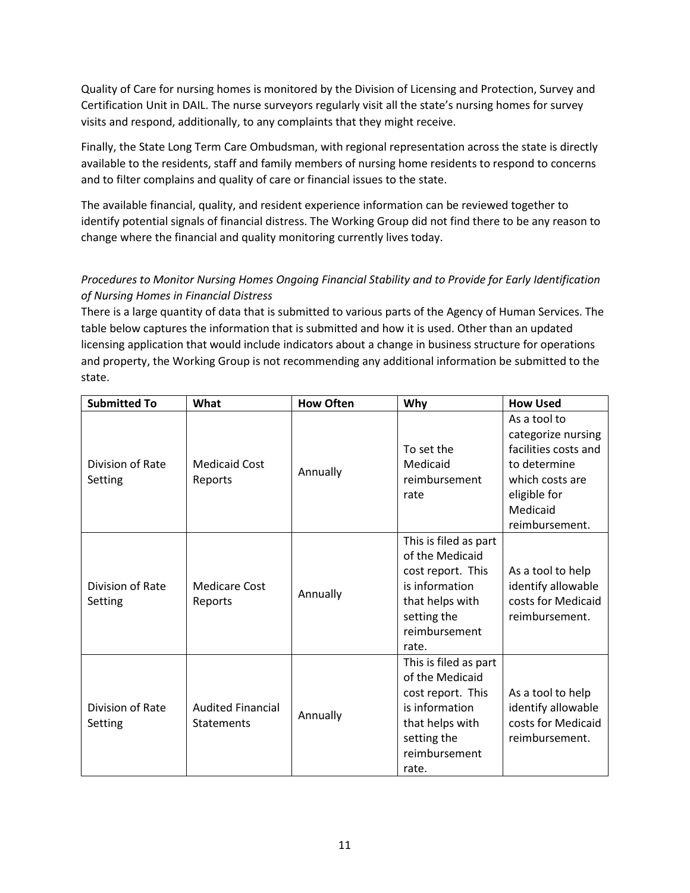Quality of Care for nursing homes is monitored by the Division of Licensing and Protection, Survey and Certification Unit in DAIL. The nurse surveyors regularly visit all the state's nursing homes for survey visits and respond, additionally, to any complaints that they might receive.

Finally, the State Long Term Care Ombudsman, with regional representation across the state is directly available to the residents, staff and family members of nursing home residents to respond to concerns and to filter complains and quality of care or financial issues to the state.

The available financial, quality, and resident experience information can be reviewed together to identify potential signals of financial distress. The Working Group did not find there to be any reason to change where the financial and quality monitoring currently lives today.

*Procedures to Monitor Nursing Homes Ongoing Financial Stability and to Provide for Early Identification of Nursing Homes in Financial Distress*

There is a large quantity of data that is submitted to various parts of the Agency of Human Services. The table below captures the information that is submitted and how it is used. Other than an updated licensing application that would include indicators about a change in business structure for operations and property, the Working Group is not recommending any additional information be submitted to the state.

| Submitted To | What | How Often | Why | How Used |
|---|---|---|---|---|
| Division of Rate Setting | Medicaid Cost Reports | Annually | To set the Medicaid reimbursement rate | As a tool to categorize nursing facilities costs and to determine which costs are eligible for Medicaid reimbursement. |
| Division of Rate Setting | Medicare Cost Reports | Annually | This is filed as part of the Medicaid cost report. This is information that helps with setting the reimbursement rate. | As a tool to help identify allowable costs for Medicaid reimbursement. |
| Division of Rate Setting | Audited Financial Statements | Annually | This is filed as part of the Medicaid cost report. This is information that helps with setting the reimbursement rate. | As a tool to help identify allowable costs for Medicaid reimbursement. |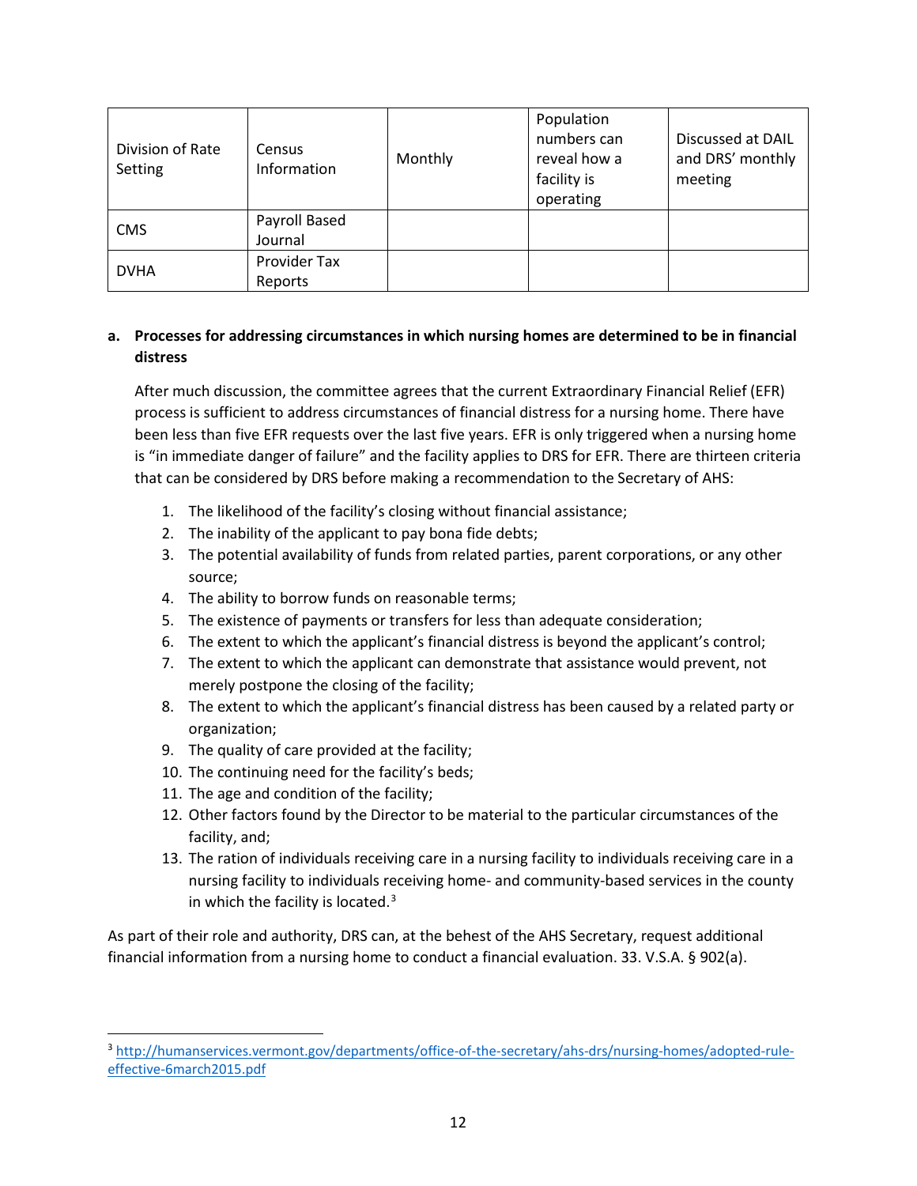| Division of Rate Setting | Census Information | Monthly | Population numbers can reveal how a facility is operating | Discussed at DAIL and DRS' monthly meeting |
|---|---|---|---|---|
| CMS | Payroll Based Journal | | | |
| DVHA | Provider Tax Reports | | | |

**a. Processes for addressing circumstances in which nursing homes are determined to be in financial distress**

After much discussion, the committee agrees that the current Extraordinary Financial Relief (EFR) process is sufficient to address circumstances of financial distress for a nursing home. There have been less than five EFR requests over the last five years. EFR is only triggered when a nursing home is "in immediate danger of failure" and the facility applies to DRS for EFR. There are thirteen criteria that can be considered by DRS before making a recommendation to the Secretary of AHS:

1. The likelihood of the facility's closing without financial assistance;
2. The inability of the applicant to pay bona fide debts;
3. The potential availability of funds from related parties, parent corporations, or any other source;
4. The ability to borrow funds on reasonable terms;
5. The existence of payments or transfers for less than adequate consideration;
6. The extent to which the applicant's financial distress is beyond the applicant's control;
7. The extent to which the applicant can demonstrate that assistance would prevent, not merely postpone the closing of the facility;
8. The extent to which the applicant's financial distress has been caused by a related party or organization;
9. The quality of care provided at the facility;
10. The continuing need for the facility's beds;
11. The age and condition of the facility;
12. Other factors found by the Director to be material to the particular circumstances of the facility, and;
13. The ration of individuals receiving care in a nursing facility to individuals receiving care in a nursing facility to individuals receiving home- and community-based services in the county in which the facility is located.[3]

As part of their role and authority, DRS can, at the behest of the AHS Secretary, request additional financial information from a nursing home to conduct a financial evaluation. 33. V.S.A. § 902(a).

[3] http://humanservices.vermont.gov/departments/office-of-the-secretary/ahs-drs/nursing-homes/adopted-rule-effective-6march2015.pdf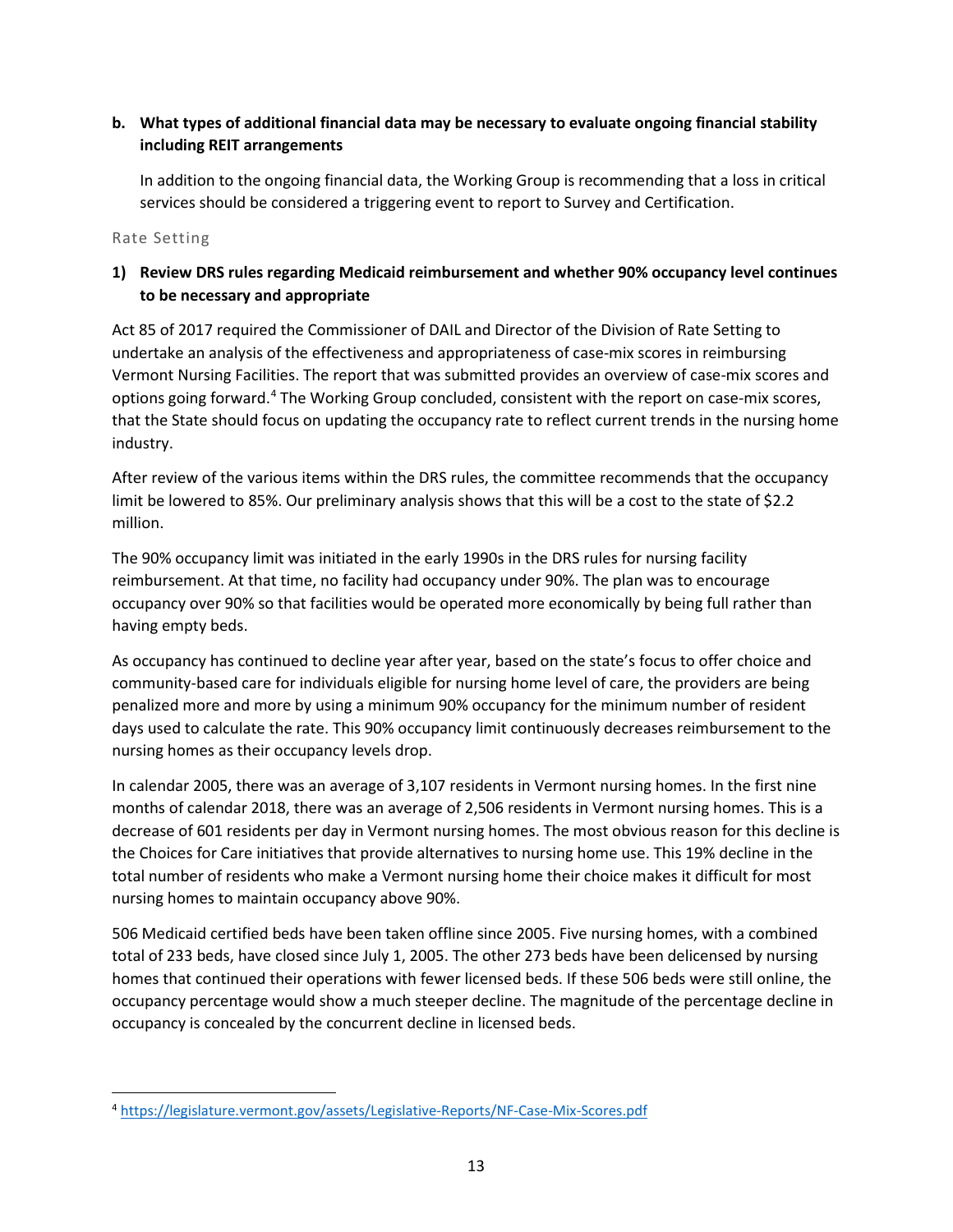**b. What types of additional financial data may be necessary to evaluate ongoing financial stability including REIT arrangements**

In addition to the ongoing financial data, the Working Group is recommending that a loss in critical services should be considered a triggering event to report to Survey and Certification.

### Rate Setting

**1) Review DRS rules regarding Medicaid reimbursement and whether 90% occupancy level continues to be necessary and appropriate**

Act 85 of 2017 required the Commissioner of DAIL and Director of the Division of Rate Setting to undertake an analysis of the effectiveness and appropriateness of case-mix scores in reimbursing Vermont Nursing Facilities. The report that was submitted provides an overview of case-mix scores and options going forward.[4] The Working Group concluded, consistent with the report on case-mix scores, that the State should focus on updating the occupancy rate to reflect current trends in the nursing home industry.

After review of the various items within the DRS rules, the committee recommends that the occupancy limit be lowered to 85%. Our preliminary analysis shows that this will be a cost to the state of $2.2 million.

The 90% occupancy limit was initiated in the early 1990s in the DRS rules for nursing facility reimbursement. At that time, no facility had occupancy under 90%. The plan was to encourage occupancy over 90% so that facilities would be operated more economically by being full rather than having empty beds.

As occupancy has continued to decline year after year, based on the state's focus to offer choice and community-based care for individuals eligible for nursing home level of care, the providers are being penalized more and more by using a minimum 90% occupancy for the minimum number of resident days used to calculate the rate. This 90% occupancy limit continuously decreases reimbursement to the nursing homes as their occupancy levels drop.

In calendar 2005, there was an average of 3,107 residents in Vermont nursing homes. In the first nine months of calendar 2018, there was an average of 2,506 residents in Vermont nursing homes. This is a decrease of 601 residents per day in Vermont nursing homes. The most obvious reason for this decline is the Choices for Care initiatives that provide alternatives to nursing home use. This 19% decline in the total number of residents who make a Vermont nursing home their choice makes it difficult for most nursing homes to maintain occupancy above 90%.

506 Medicaid certified beds have been taken offline since 2005. Five nursing homes, with a combined total of 233 beds, have closed since July 1, 2005. The other 273 beds have been delicensed by nursing homes that continued their operations with fewer licensed beds. If these 506 beds were still online, the occupancy percentage would show a much steeper decline. The magnitude of the percentage decline in occupancy is concealed by the concurrent decline in licensed beds.

---

[4] https://legislature.vermont.gov/assets/Legislative-Reports/NF-Case-Mix-Scores.pdf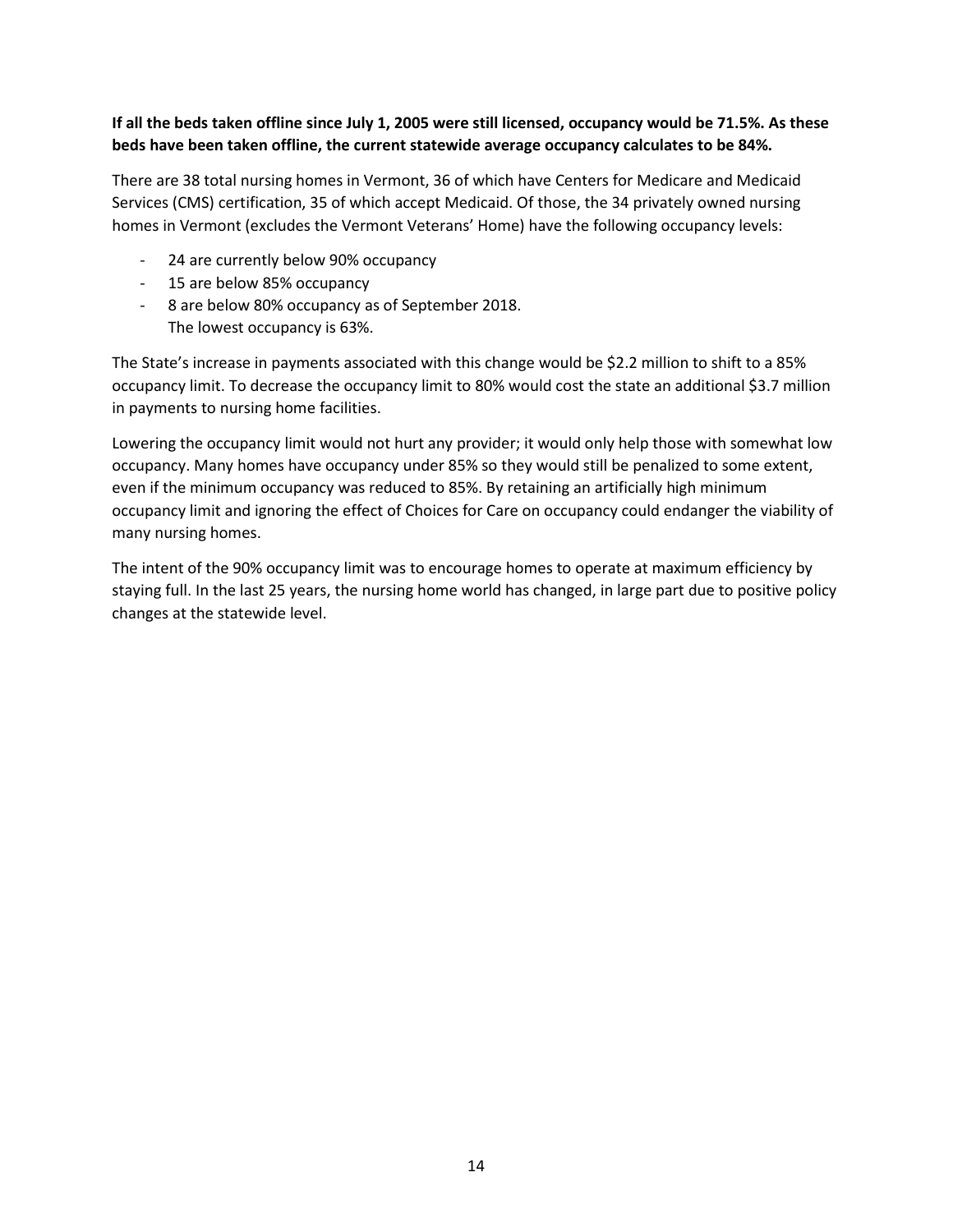**If all the beds taken offline since July 1, 2005 were still licensed, occupancy would be 71.5%. As these beds have been taken offline, the current statewide average occupancy calculates to be 84%.**

There are 38 total nursing homes in Vermont, 36 of which have Centers for Medicare and Medicaid Services (CMS) certification, 35 of which accept Medicaid. Of those, the 34 privately owned nursing homes in Vermont (excludes the Vermont Veterans' Home) have the following occupancy levels:

- 24 are currently below 90% occupancy
- 15 are below 85% occupancy
- 8 are below 80% occupancy as of September 2018.
  The lowest occupancy is 63%.

The State's increase in payments associated with this change would be $2.2 million to shift to a 85% occupancy limit. To decrease the occupancy limit to 80% would cost the state an additional $3.7 million in payments to nursing home facilities.

Lowering the occupancy limit would not hurt any provider; it would only help those with somewhat low occupancy. Many homes have occupancy under 85% so they would still be penalized to some extent, even if the minimum occupancy was reduced to 85%. By retaining an artificially high minimum occupancy limit and ignoring the effect of Choices for Care on occupancy could endanger the viability of many nursing homes.

The intent of the 90% occupancy limit was to encourage homes to operate at maximum efficiency by staying full. In the last 25 years, the nursing home world has changed, in large part due to positive policy changes at the statewide level.